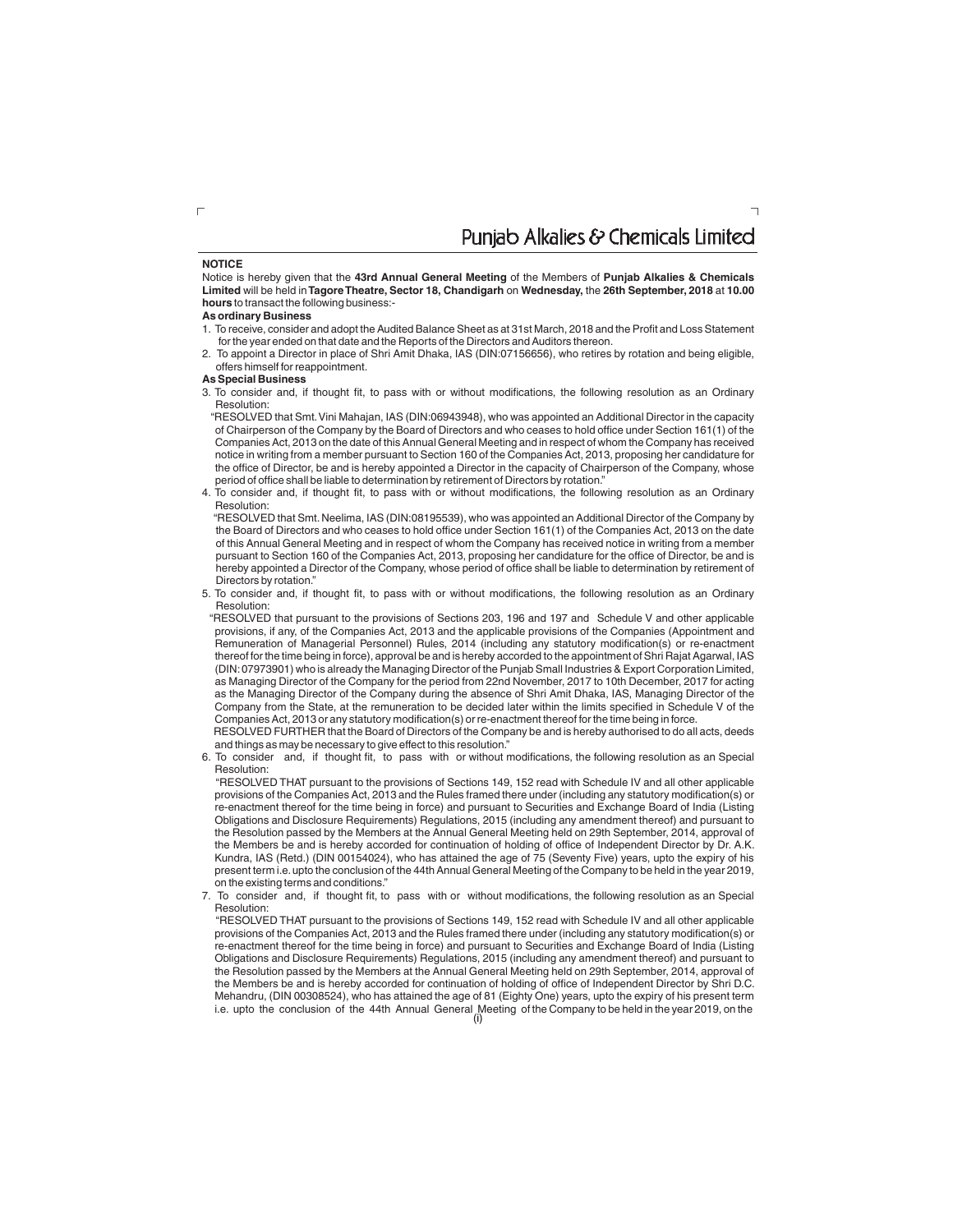## NOTICE

Notice is hereby given that the **43rd Annual General Meeting** of the Members of **Punjab Alkalies & Chemicals Limited** will be held in **Tagore Theatre, Sector 18, Chandigarh** on **Wednesday,** the **26th September, 2018** at **10.00 hours** to transact the following business:-

**As ordinary Business**

1. To receive, consider and adopt the Audited Balance Sheet as at 31st March, 2018 and the Profit and Loss Statement for the year ended on that date and the Reports of the Directors and Auditors thereon.
2. To appoint a Director in place of Shri Amit Dhaka, IAS (DIN:07156656), who retires by rotation and being eligible, offers himself for reappointment.

**As Special Business**

3. To consider and, if thought fit, to pass with or without modifications, the following resolution as an Ordinary Resolution:

   "RESOLVED that Smt. Vini Mahajan, IAS (DIN:06943948), who was appointed an Additional Director in the capacity of Chairperson of the Company by the Board of Directors and who ceases to hold office under Section 161(1) of the Companies Act, 2013 on the date of this Annual General Meeting and in respect of whom the Company has received notice in writing from a member pursuant to Section 160 of the Companies Act, 2013, proposing her candidature for the office of Director, be and is hereby appointed a Director in the capacity of Chairperson of the Company, whose period of office shall be liable to determination by retirement of Directors by rotation."

4. To consider and, if thought fit, to pass with or without modifications, the following resolution as an Ordinary Resolution:

   "RESOLVED that Smt. Neelima, IAS (DIN:08195539), who was appointed an Additional Director of the Company by the Board of Directors and who ceases to hold office under Section 161(1) of the Companies Act, 2013 on the date of this Annual General Meeting and in respect of whom the Company has received notice in writing from a member pursuant to Section 160 of the Companies Act, 2013, proposing her candidature for the office of Director, be and is hereby appointed a Director of the Company, whose period of office shall be liable to determination by retirement of Directors by rotation."

5. To consider and, if thought fit, to pass with or without modifications, the following resolution as an Ordinary Resolution:

   "RESOLVED that pursuant to the provisions of Sections 203, 196 and 197 and Schedule V and other applicable provisions, if any, of the Companies Act, 2013 and the applicable provisions of the Companies (Appointment and Remuneration of Managerial Personnel) Rules, 2014 (including any statutory modification(s) or re-enactment thereof for the time being in force), approval be and is hereby accorded to the appointment of Shri Rajat Agarwal, IAS (DIN: 07973901) who is already the Managing Director of the Punjab Small Industries & Export Corporation Limited, as Managing Director of the Company for the period from 22nd November, 2017 to 10th December, 2017 for acting as the Managing Director of the Company during the absence of Shri Amit Dhaka, IAS, Managing Director of the Company from the State, at the remuneration to be decided later within the limits specified in Schedule V of the Companies Act, 2013 or any statutory modification(s) or re-enactment thereof for the time being in force.

   RESOLVED FURTHER that the Board of Directors of the Company be and is hereby authorised to do all acts, deeds and things as may be necessary to give effect to this resolution."

6. To consider and, if thought fit, to pass with or without modifications, the following resolution as an Special Resolution:

   "RESOLVED THAT pursuant to the provisions of Sections 149, 152 read with Schedule IV and all other applicable provisions of the Companies Act, 2013 and the Rules framed there under (including any statutory modification(s) or re-enactment thereof for the time being in force) and pursuant to Securities and Exchange Board of India (Listing Obligations and Disclosure Requirements) Regulations, 2015 (including any amendment thereof) and pursuant to the Resolution passed by the Members at the Annual General Meeting held on 29th September, 2014, approval of the Members be and is hereby accorded for continuation of holding of office of Independent Director by Dr. A.K. Kundra, IAS (Retd.) (DIN 00154024), who has attained the age of 75 (Seventy Five) years, upto the expiry of his present term i.e. upto the conclusion of the 44th Annual General Meeting of the Company to be held in the year 2019, on the existing terms and conditions."

7. To consider and, if thought fit, to pass with or without modifications, the following resolution as an Special Resolution:

   "RESOLVED THAT pursuant to the provisions of Sections 149, 152 read with Schedule IV and all other applicable provisions of the Companies Act, 2013 and the Rules framed there under (including any statutory modification(s) or re-enactment thereof for the time being in force) and pursuant to Securities and Exchange Board of India (Listing Obligations and Disclosure Requirements) Regulations, 2015 (including any amendment thereof) and pursuant to the Resolution passed by the Members at the Annual General Meeting held on 29th September, 2014, approval of the Members be and is hereby accorded for continuation of holding of office of Independent Director by Shri D.C. Mehandru, (DIN 00308524), who has attained the age of 81 (Eighty One) years, upto the expiry of his present term i.e. upto the conclusion of the 44th Annual General Meeting of the Company to be held in the year 2019, on the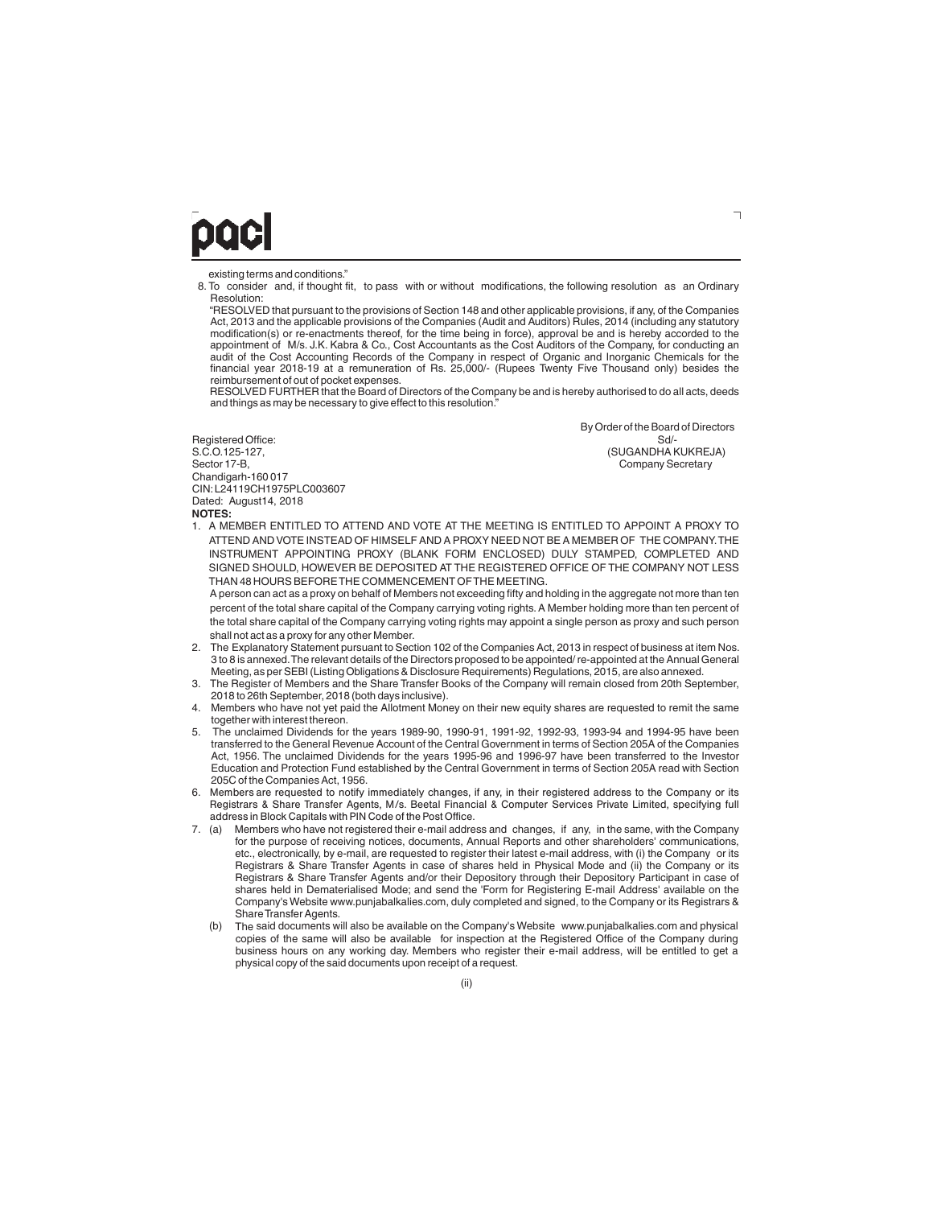existing terms and conditions."

8. To consider and, if thought fit, to pass with or without modifications, the following resolution as an Ordinary Resolution:

"RESOLVED that pursuant to the provisions of Section 148 and other applicable provisions, if any, of the Companies Act, 2013 and the applicable provisions of the Companies (Audit and Auditors) Rules, 2014 (including any statutory modification(s) or re-enactments thereof, for the time being in force), approval be and is hereby accorded to the appointment of M/s. J.K. Kabra & Co., Cost Accountants as the Cost Auditors of the Company, for conducting an audit of the Cost Accounting Records of the Company in respect of Organic and Inorganic Chemicals for the financial year 2018-19 at a remuneration of Rs. 25,000/- (Rupees Twenty Five Thousand only) besides the reimbursement of out of pocket expenses.

RESOLVED FURTHER that the Board of Directors of the Company be and is hereby authorised to do all acts, deeds and things as may be necessary to give effect to this resolution."

By Order of the Board of Directors
Sd/-
(SUGANDHA KUKREJA)
Company Secretary

Registered Office:
S.C.O.125-127,
Sector 17-B,
Chandigarh-160 017
CIN: L24119CH1975PLC003607
Dated: August14, 2018

**NOTES:**

1. A MEMBER ENTITLED TO ATTEND AND VOTE AT THE MEETING IS ENTITLED TO APPOINT A PROXY TO ATTEND AND VOTE INSTEAD OF HIMSELF AND A PROXY NEED NOT BE A MEMBER OF THE COMPANY. THE INSTRUMENT APPOINTING PROXY (BLANK FORM ENCLOSED) DULY STAMPED, COMPLETED AND SIGNED SHOULD, HOWEVER BE DEPOSITED AT THE REGISTERED OFFICE OF THE COMPANY NOT LESS THAN 48 HOURS BEFORE THE COMMENCEMENT OF THE MEETING.

   A person can act as a proxy on behalf of Members not exceeding fifty and holding in the aggregate not more than ten percent of the total share capital of the Company carrying voting rights. A Member holding more than ten percent of the total share capital of the Company carrying voting rights may appoint a single person as proxy and such person shall not act as a proxy for any other Member.

2. The Explanatory Statement pursuant to Section 102 of the Companies Act, 2013 in respect of business at item Nos. 3 to 8 is annexed. The relevant details of the Directors proposed to be appointed/ re-appointed at the Annual General Meeting, as per SEBI (Listing Obligations & Disclosure Requirements) Regulations, 2015, are also annexed.

3. The Register of Members and the Share Transfer Books of the Company will remain closed from 20th September, 2018 to 26th September, 2018 (both days inclusive).

4. Members who have not yet paid the Allotment Money on their new equity shares are requested to remit the same together with interest thereon.

5. The unclaimed Dividends for the years 1989-90, 1990-91, 1991-92, 1992-93, 1993-94 and 1994-95 have been transferred to the General Revenue Account of the Central Government in terms of Section 205A of the Companies Act, 1956. The unclaimed Dividends for the years 1995-96 and 1996-97 have been transferred to the Investor Education and Protection Fund established by the Central Government in terms of Section 205A read with Section 205C of the Companies Act, 1956.

6. Members are requested to notify immediately changes, if any, in their registered address to the Company or its Registrars & Share Transfer Agents, M/s. Beetal Financial & Computer Services Private Limited, specifying full address in Block Capitals with PIN Code of the Post Office.

7. (a) Members who have not registered their e-mail address and changes, if any, in the same, with the Company for the purpose of receiving notices, documents, Annual Reports and other shareholders' communications, etc., electronically, by e-mail, are requested to register their latest e-mail address, with (i) the Company or its Registrars & Share Transfer Agents in case of shares held in Physical Mode and (ii) the Company or its Registrars & Share Transfer Agents and/or their Depository through their Depository Participant in case of shares held in Dematerialised Mode; and send the 'Form for Registering E-mail Address' available on the Company's Website www.punjabalkalies.com, duly completed and signed, to the Company or its Registrars & Share Transfer Agents.

   (b) The said documents will also be available on the Company's Website www.punjabalkalies.com and physical copies of the same will also be available for inspection at the Registered Office of the Company during business hours on any working day. Members who register their e-mail address, will be entitled to get a physical copy of the said documents upon receipt of a request.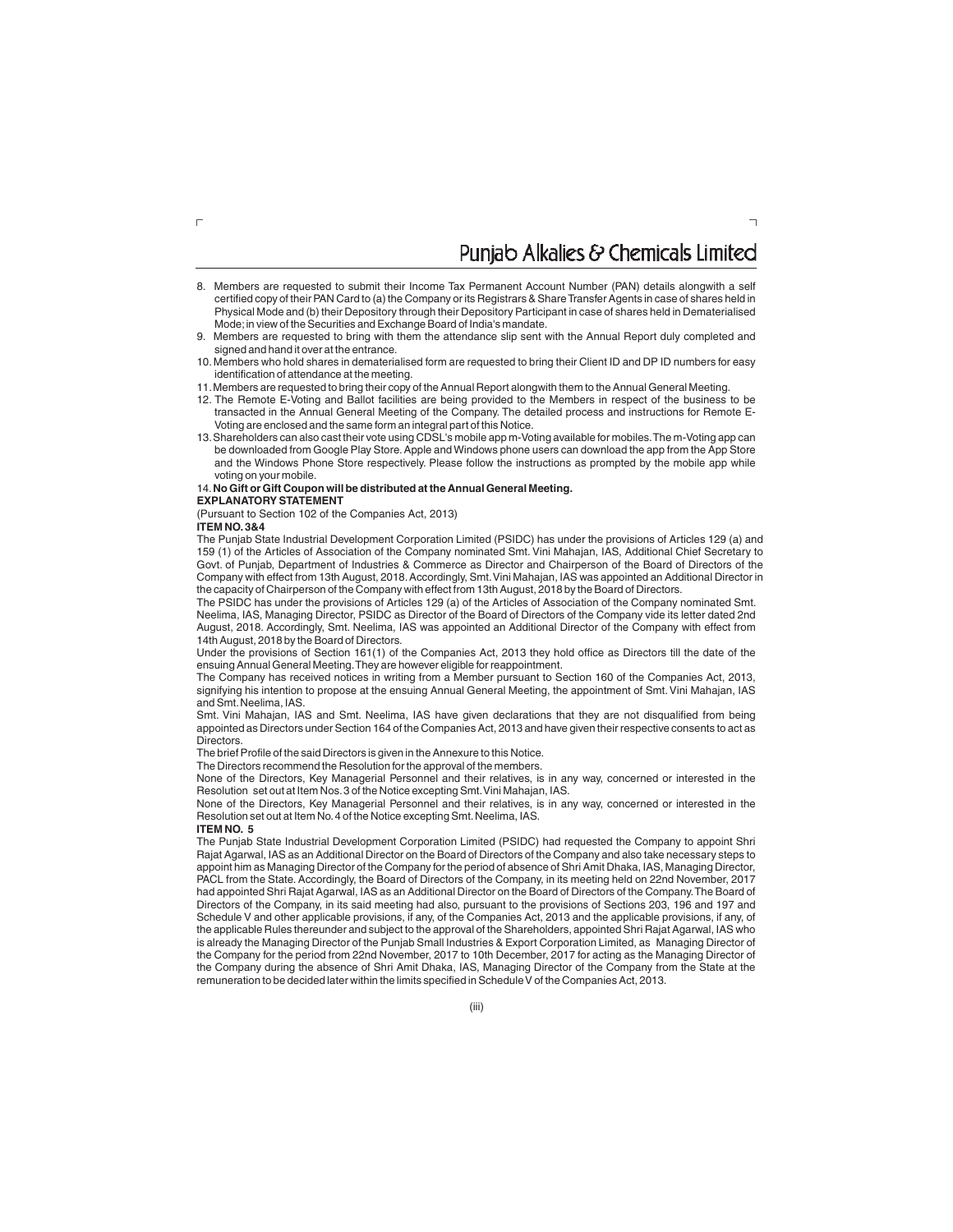8. Members are requested to submit their Income Tax Permanent Account Number (PAN) details alongwith a self certified copy of their PAN Card to (a) the Company or its Registrars & Share Transfer Agents in case of shares held in Physical Mode and (b) their Depository through their Depository Participant in case of shares held in Dematerialised Mode; in view of the Securities and Exchange Board of India's mandate.
9. Members are requested to bring with them the attendance slip sent with the Annual Report duly completed and signed and hand it over at the entrance.
10. Members who hold shares in dematerialised form are requested to bring their Client ID and DP ID numbers for easy identification of attendance at the meeting.
11. Members are requested to bring their copy of the Annual Report alongwith them to the Annual General Meeting.
12. The Remote E-Voting and Ballot facilities are being provided to the Members in respect of the business to be transacted in the Annual General Meeting of the Company. The detailed process and instructions for Remote E-Voting are enclosed and the same form an integral part of this Notice.
13. Shareholders can also cast their vote using CDSL's mobile app m-Voting available for mobiles. The m-Voting app can be downloaded from Google Play Store. Apple and Windows phone users can download the app from the App Store and the Windows Phone Store respectively. Please follow the instructions as prompted by the mobile app while voting on your mobile.
14. **No Gift or Gift Coupon will be distributed at the Annual General Meeting.**

**EXPLANATORY STATEMENT**

(Pursuant to Section 102 of the Companies Act, 2013)

**ITEM NO. 3&4**

The Punjab State Industrial Development Corporation Limited (PSIDC) has under the provisions of Articles 129 (a) and 159 (1) of the Articles of Association of the Company nominated Smt. Vini Mahajan, IAS, Additional Chief Secretary to Govt. of Punjab, Department of Industries & Commerce as Director and Chairperson of the Board of Directors of the Company with effect from 13th August, 2018. Accordingly, Smt. Vini Mahajan, IAS was appointed an Additional Director in the capacity of Chairperson of the Company with effect from 13th August, 2018 by the Board of Directors.

The PSIDC has under the provisions of Articles 129 (a) of the Articles of Association of the Company nominated Smt. Neelima, IAS, Managing Director, PSIDC as Director of the Board of Directors of the Company vide its letter dated 2nd August, 2018. Accordingly, Smt. Neelima, IAS was appointed an Additional Director of the Company with effect from 14th August, 2018 by the Board of Directors.

Under the provisions of Section 161(1) of the Companies Act, 2013 they hold office as Directors till the date of the ensuing Annual General Meeting. They are however eligible for reappointment.

The Company has received notices in writing from a Member pursuant to Section 160 of the Companies Act, 2013, signifying his intention to propose at the ensuing Annual General Meeting, the appointment of Smt. Vini Mahajan, IAS and Smt. Neelima, IAS.

Smt. Vini Mahajan, IAS and Smt. Neelima, IAS have given declarations that they are not disqualified from being appointed as Directors under Section 164 of the Companies Act, 2013 and have given their respective consents to act as Directors.

The brief Profile of the said Directors is given in the Annexure to this Notice.

The Directors recommend the Resolution for the approval of the members.

None of the Directors, Key Managerial Personnel and their relatives, is in any way, concerned or interested in the Resolution set out at Item Nos. 3 of the Notice excepting Smt. Vini Mahajan, IAS.

None of the Directors, Key Managerial Personnel and their relatives, is in any way, concerned or interested in the Resolution set out at Item No. 4 of the Notice excepting Smt. Neelima, IAS.

**ITEM NO. 5**

The Punjab State Industrial Development Corporation Limited (PSIDC) had requested the Company to appoint Shri Rajat Agarwal, IAS as an Additional Director on the Board of Directors of the Company and also take necessary steps to appoint him as Managing Director of the Company for the period of absence of Shri Amit Dhaka, IAS, Managing Director, PACL from the State. Accordingly, the Board of Directors of the Company, in its meeting held on 22nd November, 2017 had appointed Shri Rajat Agarwal, IAS as an Additional Director on the Board of Directors of the Company. The Board of Directors of the Company, in its said meeting had also, pursuant to the provisions of Sections 203, 196 and 197 and Schedule V and other applicable provisions, if any, of the Companies Act, 2013 and the applicable provisions, if any, of the applicable Rules thereunder and subject to the approval of the Shareholders, appointed Shri Rajat Agarwal, IAS who is already the Managing Director of the Punjab Small Industries & Export Corporation Limited, as Managing Director of the Company for the period from 22nd November, 2017 to 10th December, 2017 for acting as the Managing Director of the Company during the absence of Shri Amit Dhaka, IAS, Managing Director of the Company from the State at the remuneration to be decided later within the limits specified in Schedule V of the Companies Act, 2013.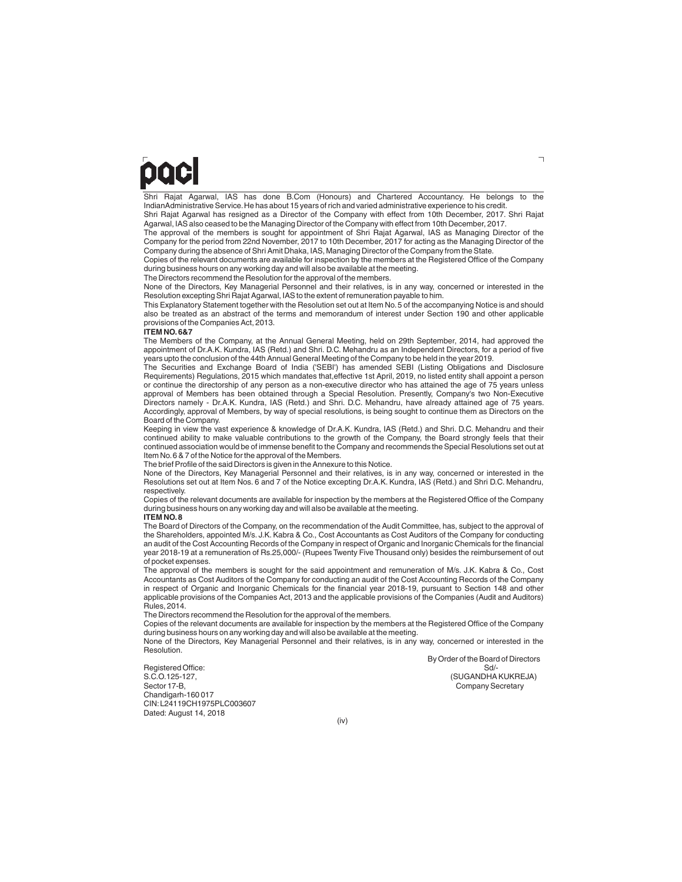Shri Rajat Agarwal, IAS has done B.Com (Honours) and Chartered Accountancy. He belongs to the IndianAdministrative Service. He has about 15 years of rich and varied administrative experience to his credit.

Shri Rajat Agarwal has resigned as a Director of the Company with effect from 10th December, 2017. Shri Rajat Agarwal, IAS also ceased to be the Managing Director of the Company with effect from 10th December, 2017.

The approval of the members is sought for appointment of Shri Rajat Agarwal, IAS as Managing Director of the Company for the period from 22nd November, 2017 to 10th December, 2017 for acting as the Managing Director of the Company during the absence of Shri Amit Dhaka, IAS, Managing Director of the Company from the State.

Copies of the relevant documents are available for inspection by the members at the Registered Office of the Company during business hours on any working day and will also be available at the meeting.

The Directors recommend the Resolution for the approval of the members.

None of the Directors, Key Managerial Personnel and their relatives, is in any way, concerned or interested in the Resolution excepting Shri Rajat Agarwal, IAS to the extent of remuneration payable to him.

This Explanatory Statement together with the Resolution set out at Item No. 5 of the accompanying Notice is and should also be treated as an abstract of the terms and memorandum of interest under Section 190 and other applicable provisions of the Companies Act, 2013.

**ITEM NO. 6&7**

The Members of the Company, at the Annual General Meeting, held on 29th September, 2014, had approved the appointment of Dr.A.K. Kundra, IAS (Retd.) and Shri. D.C. Mehandru as an Independent Directors, for a period of five years upto the conclusion of the 44th Annual General Meeting of the Company to be held in the year 2019.

The Securities and Exchange Board of India ('SEBI') has amended SEBI (Listing Obligations and Disclosure Requirements) Regulations, 2015 which mandates that,effective 1st April, 2019, no listed entity shall appoint a person or continue the directorship of any person as a non-executive director who has attained the age of 75 years unless approval of Members has been obtained through a Special Resolution. Presently, Company's two Non-Executive Directors namely - Dr.A.K. Kundra, IAS (Retd.) and Shri. D.C. Mehandru, have already attained age of 75 years. Accordingly, approval of Members, by way of special resolutions, is being sought to continue them as Directors on the Board of the Company.

Keeping in view the vast experience & knowledge of Dr.A.K. Kundra, IAS (Retd.) and Shri. D.C. Mehandru and their continued ability to make valuable contributions to the growth of the Company, the Board strongly feels that their continued association would be of immense benefit to the Company and recommends the Special Resolutions set out at Item No. 6 & 7 of the Notice for the approval of the Members.

The brief Profile of the said Directors is given in the Annexure to this Notice.

None of the Directors, Key Managerial Personnel and their relatives, is in any way, concerned or interested in the Resolutions set out at Item Nos. 6 and 7 of the Notice excepting Dr.A.K. Kundra, IAS (Retd.) and Shri D.C. Mehandru, respectively.

Copies of the relevant documents are available for inspection by the members at the Registered Office of the Company during business hours on any working day and will also be available at the meeting.

**ITEM NO. 8**

The Board of Directors of the Company, on the recommendation of the Audit Committee, has, subject to the approval of the Shareholders, appointed M/s. J.K. Kabra & Co., Cost Accountants as Cost Auditors of the Company for conducting an audit of the Cost Accounting Records of the Company in respect of Organic and Inorganic Chemicals for the financial year 2018-19 at a remuneration of Rs.25,000/- (Rupees Twenty Five Thousand only) besides the reimbursement of out of pocket expenses.

The approval of the members is sought for the said appointment and remuneration of M/s. J.K. Kabra & Co., Cost Accountants as Cost Auditors of the Company for conducting an audit of the Cost Accounting Records of the Company in respect of Organic and Inorganic Chemicals for the financial year 2018-19, pursuant to Section 148 and other applicable provisions of the Companies Act, 2013 and the applicable provisions of the Companies (Audit and Auditors) Rules, 2014.

The Directors recommend the Resolution for the approval of the members.

Copies of the relevant documents are available for inspection by the members at the Registered Office of the Company during business hours on any working day and will also be available at the meeting.

None of the Directors, Key Managerial Personnel and their relatives, is in any way, concerned or interested in the Resolution.

By Order of the Board of Directors
Sd/-
(SUGANDHA KUKREJA)
Company Secretary

Registered Office:
S.C.O.125-127,
Sector 17-B,
Chandigarh-160 017
CIN: L24119CH1975PLC003607
Dated: August 14, 2018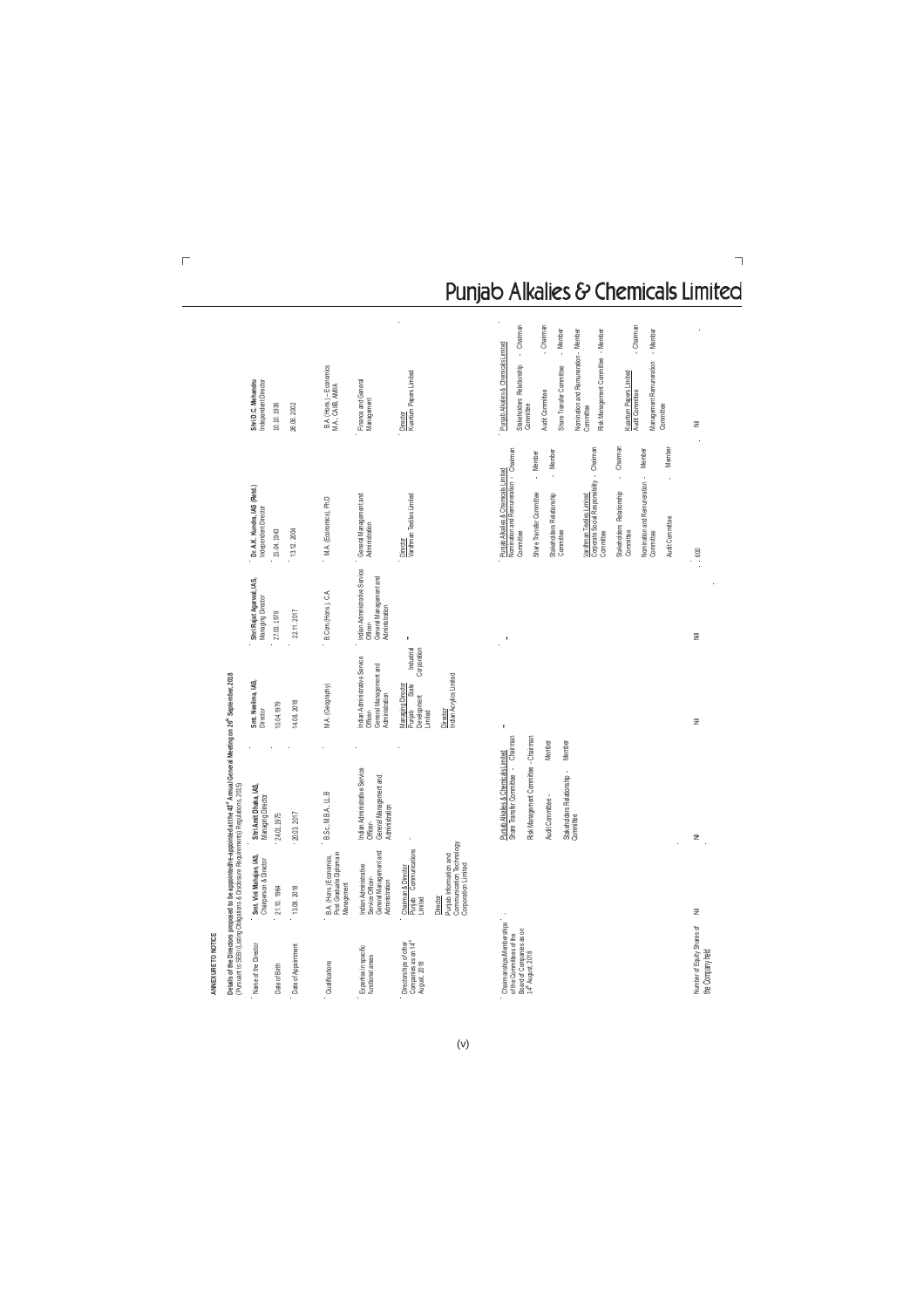**ANNEXURE TO NOTICE**

**Details of the Directors proposed to be appointed/re-appointed at the 42[nd] Annual General Meeting on 26[th] September, 2018**
(Pursuant to SEBI (Listing Obligations & Disclosure Requirements) Regulations, 2015)

| Name of the Director | **Smt. Vini Mahajan, IAS**, Chairperson & Director | **Shri Amit Dhaka, IAS**, Managing Director | **Smt. Neelima, IAS**, Director | **Shri Rajat Agarwal, IAS**, Managing Director | **Dr. A.K. Kundra, IAS (Retd.)** Independent Director | **Shri D.C. Mehandru** Independent Director |
|---|---|---|---|---|---|---|
| Date of Birth | 21.10.1964 | 24.01.1975 | 10.04.1979 | 27.03.1978 | 15.04.1943 | 30.10.1936 |
| Date of Appointment | 13.08.2018 | 20.03.2017 | 14.08.2018 | 22.11.2017 | 13.12.2004 | 26.08.2002 |
| Qualifications | B.A. (Hons.) Economics, Post Graduate Diploma in Management | B.Sc., M.B.A., LL.B | M.A. (Geography) | B.Com.(Hons.), C.A. | M.A. (Economics), PhD | B.A. (Hons.) – Economics M.A., CAIIB, AMIIA |
| Expertise in specific functional areas | Indian Administrative Service Officer-General Management and Administration | Indian Administrative Service Officer-General Management and Administration | Indian Administrative Service Officer-General Management and Administration | Indian Administrative Service Officer-General Management and Administration | General Management and Administration | Finance and General Management |
| Directorships of other Companies as on 14[th] August, 2018 | Chairman & Director Punjab Communications Limited<br><br>Director Punjab Information and Communication Technology Corporation Limited | - | Managing Director Punjab State Industrial Development Corporation Limited<br><br>Director Indian Acrylics Limited | - | Director Vardhman Textiles Limited | Director Kuantum Papers Limited |
| Chairmanships/Memberships of the Committees of the Board of Companies as on 14[th] August, 2018 | - | Punjab Alkalies & Chemicals Limited<br>Share Transfer Committee - Chairman<br>Risk Management Committee - Chairman<br>Audit Committee - Member<br>Stakeholders Relationship Committee - Member | - | - | Punjab Alkalies & Chemicals Limited<br>Nomination and Remuneration Committee - Chairman<br>Share Transfer Committee - Member<br>Stakeholders Relationship Committee - Member<br><br>Vardhman Textiles Limited<br>Corporate Social Responsibility Committee - Chairman<br>Stakeholders Relationship Committee - Chairman<br>Nomination and Remuneration Committee - Member<br>Audit Committee - Member | Punjab Alkalies & Chemicals Limited<br>Stakeholders Relationship Committee - Chairman<br>Audit Committee - Chairman<br>Share Transfer Committee - Member<br>Nomination and Remuneration Committee - Member<br>Risk Management Committee - Member<br><br>Kuantum Papers Limited<br>Audit Committee - Chairman<br>Management Remuneration Committee - Member |
| Number of Equity Shares of the Company held | Nil | Nil | Nil | Nil | 600 | Nil |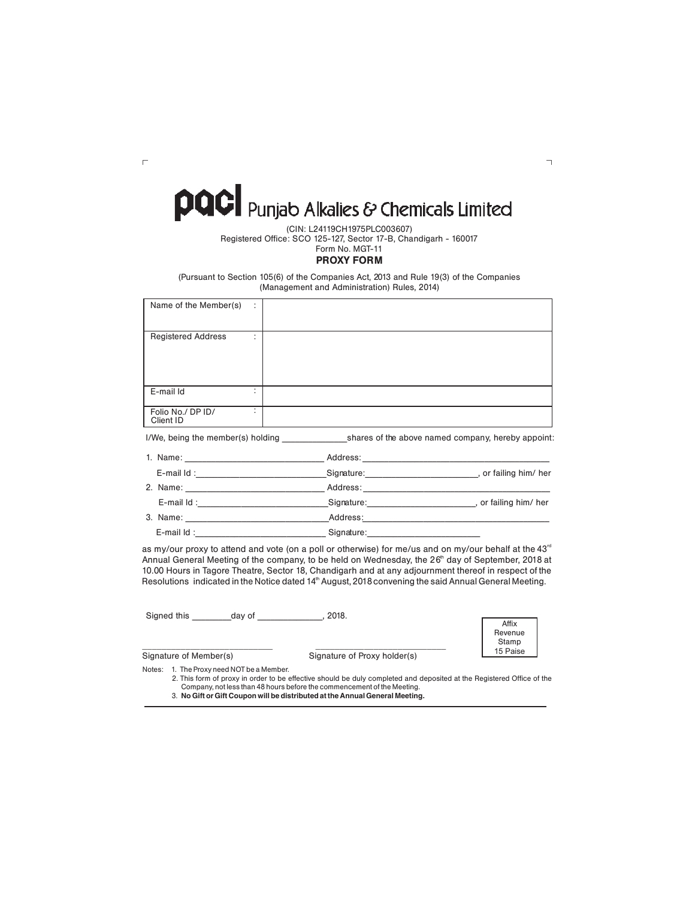# pacl Punjab Alkalies & Chemicals Limited

(CIN: L24119CH1975PLC003607)
Registered Office: SCO 125-127, Sector 17-B, Chandigarh - 160017
Form No. MGT-11

## PROXY FORM

(Pursuant to Section 105(6) of the Companies Act, 2013 and Rule 19(3) of the Companies (Management and Administration) Rules, 2014)

| | |
|---|---|
| Name of the Member(s) : | |
| Registered Address : | |
| E-mail Id : | |
| Folio No./ DP ID/ Client ID : | |

I/We, being the member(s) holding ______________shares of the above named company, hereby appoint:

1. Name: ____________________________ Address: ________________________________________
   E-mail Id :____________________________Signature:________________________, or failing him/ her
2. Name: ____________________________ Address: ________________________________________
   E-mail Id :____________________________Signature:________________________, or failing him/ her
3. Name: ____________________________ Address: ________________________________________
   E-mail Id :____________________________ Signature:________________________

as my/our proxy to attend and vote (on a poll or otherwise) for me/us and on my/our behalf at the 43rd Annual General Meeting of the company, to be held on Wednesday, the 26th day of September, 2018 at 10.00 Hours in Tagore Theatre, Sector 18, Chandigarh and at any adjournment thereof in respect of the Resolutions indicated in the Notice dated 14th August, 2018 convening the said Annual General Meeting.

Signed this _________day of ______________, 2018.

Affix Revenue Stamp 15 Paise

____________________________ Signature of Member(s)

____________________________ Signature of Proxy holder(s)

Notes:
1. The Proxy need NOT be a Member.
2. This form of proxy in order to be effective should be duly completed and deposited at the Registered Office of the Company, not less than 48 hours before the commencement of the Meeting.
3. **No Gift or Gift Coupon will be distributed at the Annual General Meeting.**